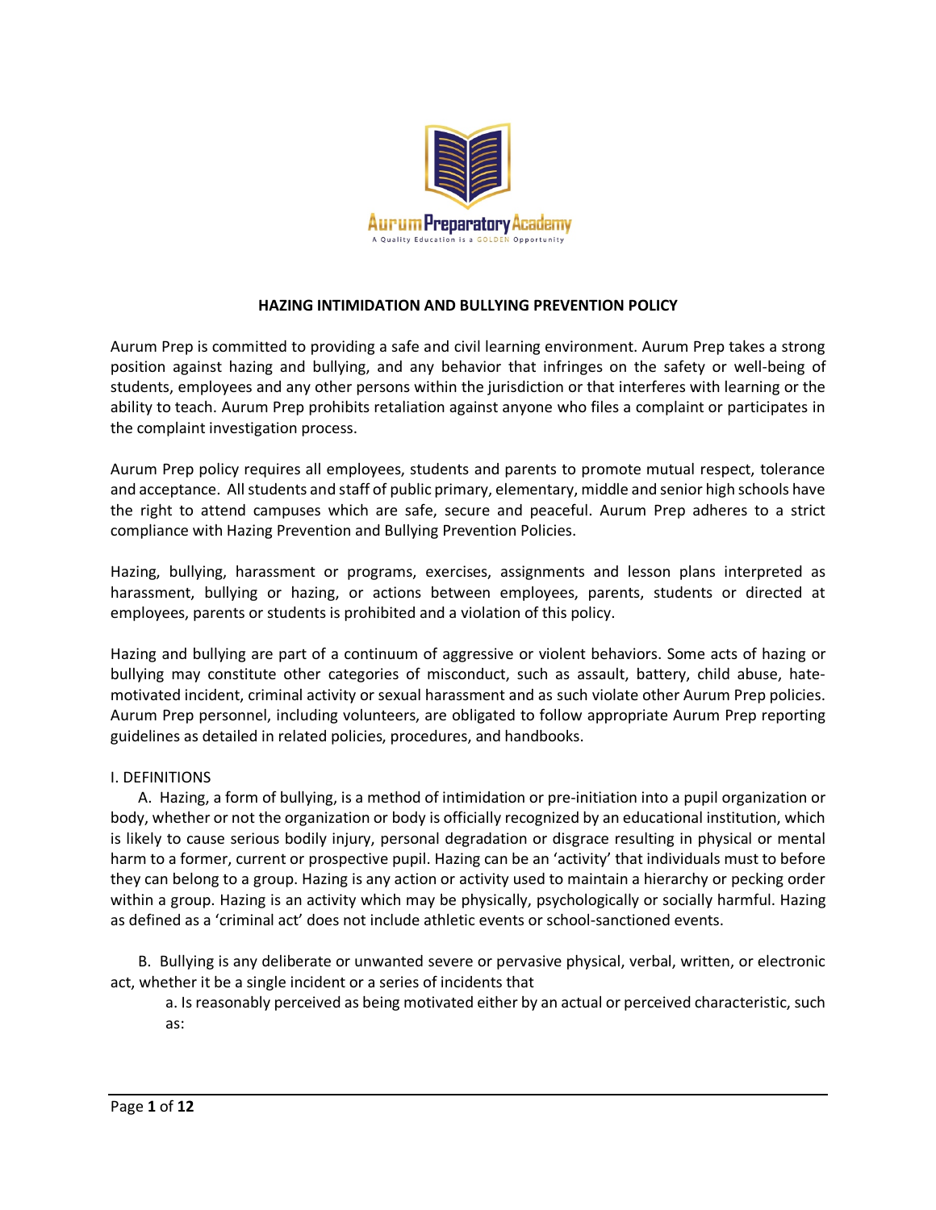# HAZING INTIMIDATION AND BULLYING PREVENTION POLICY

Aurum Prep is committed to providing a safe and civil learning environment. Aurum Prep takes a strong position against hazing and bullying, and any behavior that infringes on the safety or well-being of students, employees and any other persons within the jurisdiction or that interferes with learning or the ability to teach. Aurum Prep prohibits retaliation against anyone who files a complaint or participates in the complaint investigation process.

Aurum Prep policy requires all employees, students and parents to promote mutual respect, tolerance and acceptance. All students and staff of public primary, elementary, middle and senior high schools have the right to attend campuses which are safe, secure and peaceful. Aurum Prep adheres to a strict compliance with Hazing Prevention and Bullying Prevention Policies.

Hazing, bullying, harassment or programs, exercises, assignments and lesson plans interpreted as harassment, bullying or hazing, or actions between employees, parents, students or directed at employees, parents or students is prohibited and a violation of this policy.

Hazing and bullying are part of a continuum of aggressive or violent behaviors. Some acts of hazing or bullying may constitute other categories of misconduct, such as assault, battery, child abuse, hate-motivated incident, criminal activity or sexual harassment and as such violate other Aurum Prep policies. Aurum Prep personnel, including volunteers, are obligated to follow appropriate Aurum Prep reporting guidelines as detailed in related policies, procedures, and handbooks.

## I. DEFINITIONS

A. Hazing, a form of bullying, is a method of intimidation or pre-initiation into a pupil organization or body, whether or not the organization or body is officially recognized by an educational institution, which is likely to cause serious bodily injury, personal degradation or disgrace resulting in physical or mental harm to a former, current or prospective pupil. Hazing can be an 'activity' that individuals must to before they can belong to a group. Hazing is any action or activity used to maintain a hierarchy or pecking order within a group. Hazing is an activity which may be physically, psychologically or socially harmful. Hazing as defined as a 'criminal act' does not include athletic events or school-sanctioned events.

B. Bullying is any deliberate or unwanted severe or pervasive physical, verbal, written, or electronic act, whether it be a single incident or a series of incidents that

a. Is reasonably perceived as being motivated either by an actual or perceived characteristic, such as: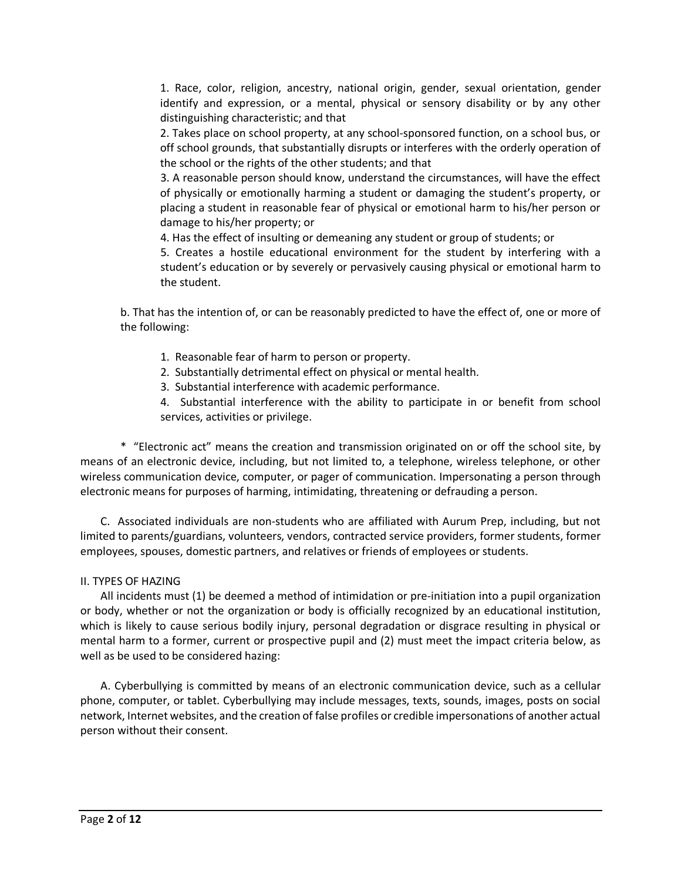1. Race, color, religion, ancestry, national origin, gender, sexual orientation, gender identify and expression, or a mental, physical or sensory disability or by any other distinguishing characteristic; and that
2. Takes place on school property, at any school-sponsored function, on a school bus, or off school grounds, that substantially disrupts or interferes with the orderly operation of the school or the rights of the other students; and that
3. A reasonable person should know, understand the circumstances, will have the effect of physically or emotionally harming a student or damaging the student's property, or placing a student in reasonable fear of physical or emotional harm to his/her person or damage to his/her property; or
4. Has the effect of insulting or demeaning any student or group of students; or
5. Creates a hostile educational environment for the student by interfering with a student's education or by severely or pervasively causing physical or emotional harm to the student.

b. That has the intention of, or can be reasonably predicted to have the effect of, one or more of the following:

1. Reasonable fear of harm to person or property.
2. Substantially detrimental effect on physical or mental health.
3. Substantial interference with academic performance.
4. Substantial interference with the ability to participate in or benefit from school services, activities or privilege.

\* "Electronic act" means the creation and transmission originated on or off the school site, by means of an electronic device, including, but not limited to, a telephone, wireless telephone, or other wireless communication device, computer, or pager of communication. Impersonating a person through electronic means for purposes of harming, intimidating, threatening or defrauding a person.

C. Associated individuals are non-students who are affiliated with Aurum Prep, including, but not limited to parents/guardians, volunteers, vendors, contracted service providers, former students, former employees, spouses, domestic partners, and relatives or friends of employees or students.

II. TYPES OF HAZING

All incidents must (1) be deemed a method of intimidation or pre-initiation into a pupil organization or body, whether or not the organization or body is officially recognized by an educational institution, which is likely to cause serious bodily injury, personal degradation or disgrace resulting in physical or mental harm to a former, current or prospective pupil and (2) must meet the impact criteria below, as well as be used to be considered hazing:

A. Cyberbullying is committed by means of an electronic communication device, such as a cellular phone, computer, or tablet. Cyberbullying may include messages, texts, sounds, images, posts on social network, Internet websites, and the creation of false profiles or credible impersonations of another actual person without their consent.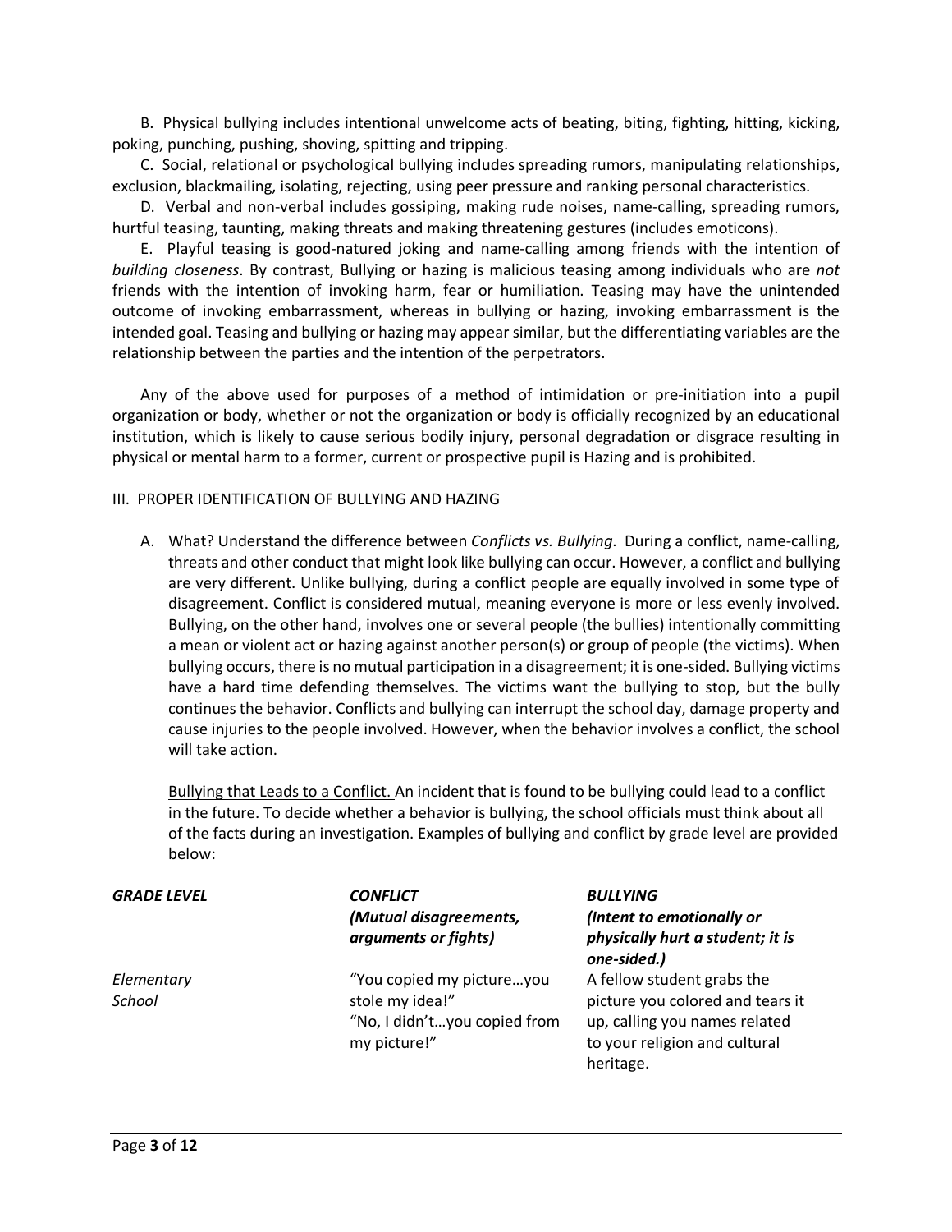B. Physical bullying includes intentional unwelcome acts of beating, biting, fighting, hitting, kicking, poking, punching, pushing, shoving, spitting and tripping.

C. Social, relational or psychological bullying includes spreading rumors, manipulating relationships, exclusion, blackmailing, isolating, rejecting, using peer pressure and ranking personal characteristics.

D. Verbal and non-verbal includes gossiping, making rude noises, name-calling, spreading rumors, hurtful teasing, taunting, making threats and making threatening gestures (includes emoticons).

E. Playful teasing is good-natured joking and name-calling among friends with the intention of *building closeness*. By contrast, Bullying or hazing is malicious teasing among individuals who are *not* friends with the intention of invoking harm, fear or humiliation. Teasing may have the unintended outcome of invoking embarrassment, whereas in bullying or hazing, invoking embarrassment is the intended goal. Teasing and bullying or hazing may appear similar, but the differentiating variables are the relationship between the parties and the intention of the perpetrators.

Any of the above used for purposes of a method of intimidation or pre-initiation into a pupil organization or body, whether or not the organization or body is officially recognized by an educational institution, which is likely to cause serious bodily injury, personal degradation or disgrace resulting in physical or mental harm to a former, current or prospective pupil is Hazing and is prohibited.

## III. PROPER IDENTIFICATION OF BULLYING AND HAZING

A. What? Understand the difference between *Conflicts vs. Bullying*. During a conflict, name-calling, threats and other conduct that might look like bullying can occur. However, a conflict and bullying are very different. Unlike bullying, during a conflict people are equally involved in some type of disagreement. Conflict is considered mutual, meaning everyone is more or less evenly involved. Bullying, on the other hand, involves one or several people (the bullies) intentionally committing a mean or violent act or hazing against another person(s) or group of people (the victims). When bullying occurs, there is no mutual participation in a disagreement; it is one-sided. Bullying victims have a hard time defending themselves. The victims want the bullying to stop, but the bully continues the behavior. Conflicts and bullying can interrupt the school day, damage property and cause injuries to the people involved. However, when the behavior involves a conflict, the school will take action.

   Bullying that Leads to a Conflict. An incident that is found to be bullying could lead to a conflict in the future. To decide whether a behavior is bullying, the school officials must think about all of the facts during an investigation. Examples of bullying and conflict by grade level are provided below:

| ***GRADE LEVEL*** | ***CONFLICT (Mutual disagreements, arguments or fights)*** | ***BULLYING (Intent to emotionally or physically hurt a student; it is one-sided.)*** |
|---|---|---|
| *Elementary School* | "You copied my picture…you stole my idea!" "No, I didn't…you copied from my picture!" | A fellow student grabs the picture you colored and tears it up, calling you names related to your religion and cultural heritage. |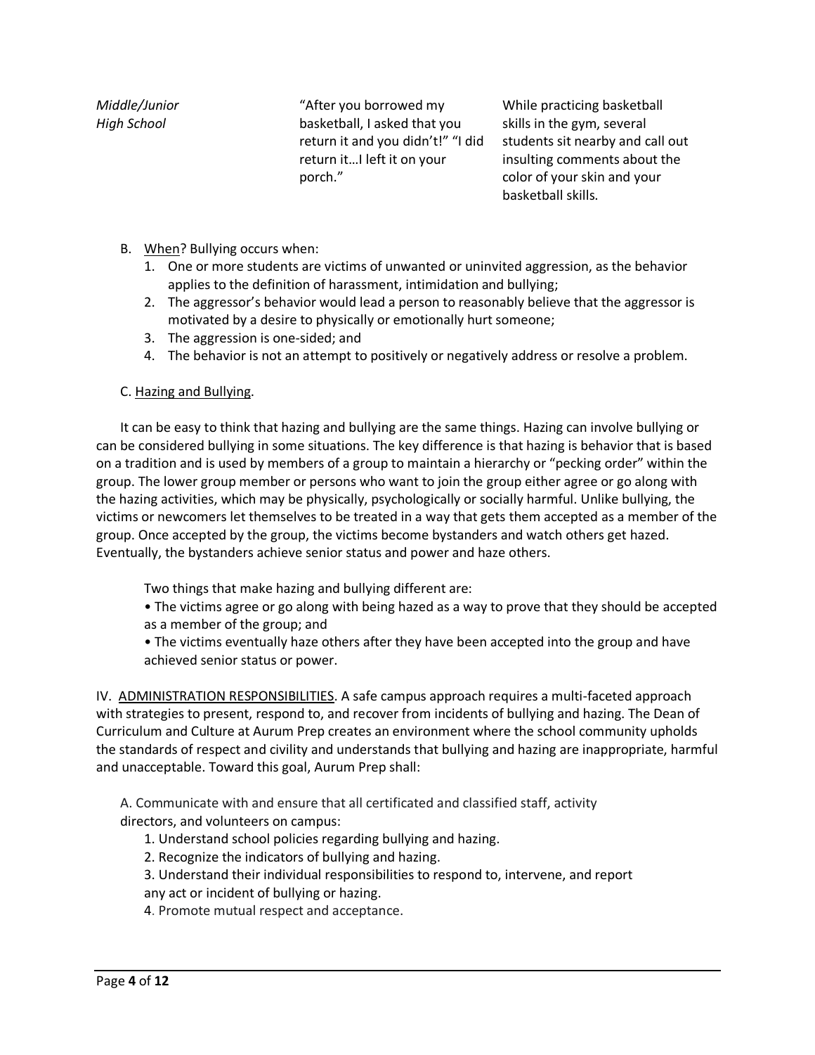| | | |
|---|---|---|
| *Middle/Junior High School* | "After you borrowed my basketball, I asked that you return it and you didn't!" "I did return it…I left it on your porch." | While practicing basketball skills in the gym, several students sit nearby and call out insulting comments about the color of your skin and your basketball skills. |

B. When? Bullying occurs when:

1. One or more students are victims of unwanted or uninvited aggression, as the behavior applies to the definition of harassment, intimidation and bullying;
2. The aggressor's behavior would lead a person to reasonably believe that the aggressor is motivated by a desire to physically or emotionally hurt someone;
3. The aggression is one-sided; and
4. The behavior is not an attempt to positively or negatively address or resolve a problem.

C. Hazing and Bullying.

It can be easy to think that hazing and bullying are the same things. Hazing can involve bullying or can be considered bullying in some situations. The key difference is that hazing is behavior that is based on a tradition and is used by members of a group to maintain a hierarchy or "pecking order" within the group. The lower group member or persons who want to join the group either agree or go along with the hazing activities, which may be physically, psychologically or socially harmful. Unlike bullying, the victims or newcomers let themselves to be treated in a way that gets them accepted as a member of the group. Once accepted by the group, the victims become bystanders and watch others get hazed. Eventually, the bystanders achieve senior status and power and haze others.

Two things that make hazing and bullying different are:

- The victims agree or go along with being hazed as a way to prove that they should be accepted as a member of the group; and
- The victims eventually haze others after they have been accepted into the group and have achieved senior status or power.

IV. ADMINISTRATION RESPONSIBILITIES. A safe campus approach requires a multi-faceted approach with strategies to present, respond to, and recover from incidents of bullying and hazing. The Dean of Curriculum and Culture at Aurum Prep creates an environment where the school community upholds the standards of respect and civility and understands that bullying and hazing are inappropriate, harmful and unacceptable. Toward this goal, Aurum Prep shall:

A. Communicate with and ensure that all certificated and classified staff, activity directors, and volunteers on campus:

1. Understand school policies regarding bullying and hazing.
2. Recognize the indicators of bullying and hazing.
3. Understand their individual responsibilities to respond to, intervene, and report any act or incident of bullying or hazing.
4. Promote mutual respect and acceptance.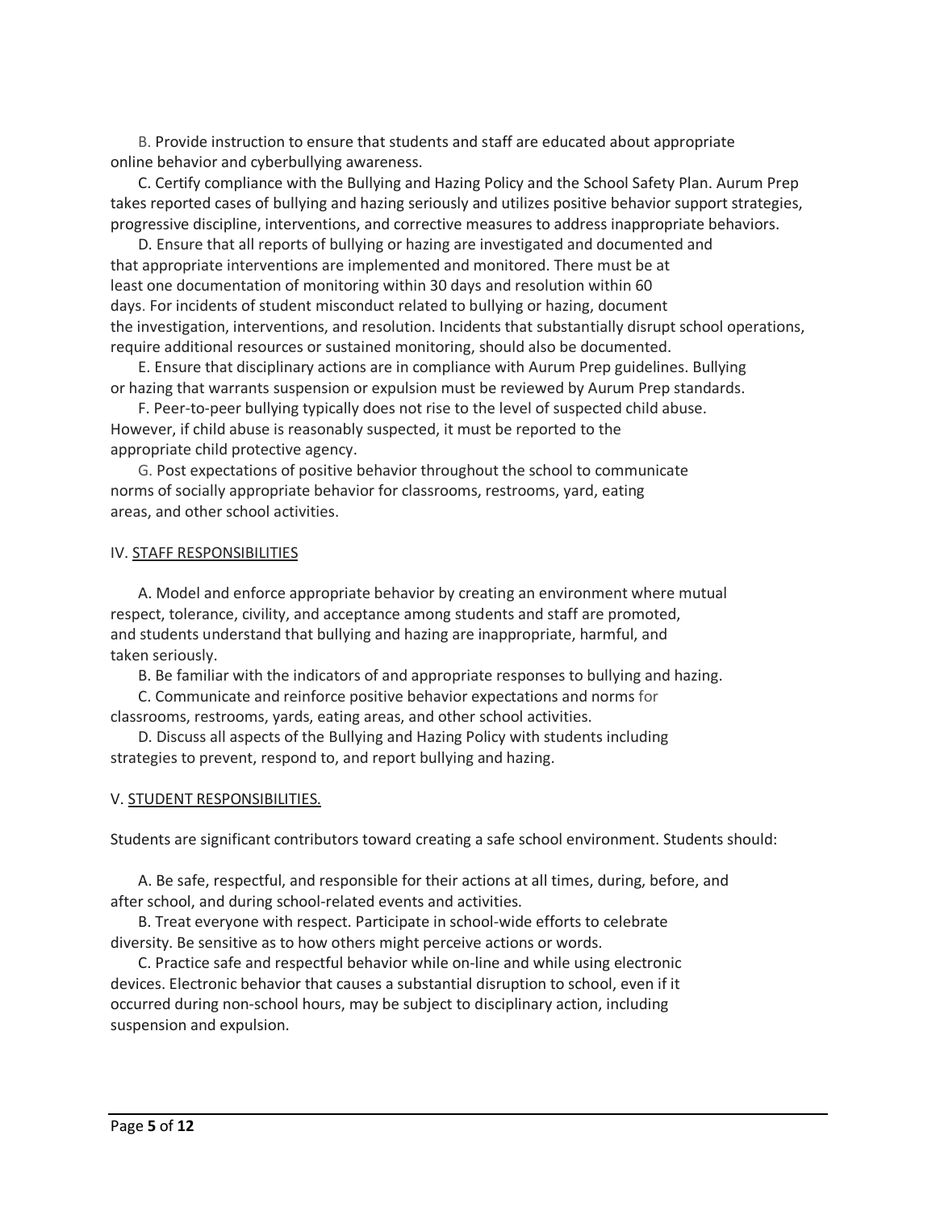B. Provide instruction to ensure that students and staff are educated about appropriate online behavior and cyberbullying awareness.

C. Certify compliance with the Bullying and Hazing Policy and the School Safety Plan. Aurum Prep takes reported cases of bullying and hazing seriously and utilizes positive behavior support strategies, progressive discipline, interventions, and corrective measures to address inappropriate behaviors.

D. Ensure that all reports of bullying or hazing are investigated and documented and that appropriate interventions are implemented and monitored. There must be at least one documentation of monitoring within 30 days and resolution within 60 days. For incidents of student misconduct related to bullying or hazing, document the investigation, interventions, and resolution. Incidents that substantially disrupt school operations, require additional resources or sustained monitoring, should also be documented.

E. Ensure that disciplinary actions are in compliance with Aurum Prep guidelines. Bullying or hazing that warrants suspension or expulsion must be reviewed by Aurum Prep standards.

F. Peer-to-peer bullying typically does not rise to the level of suspected child abuse. However, if child abuse is reasonably suspected, it must be reported to the appropriate child protective agency.

G. Post expectations of positive behavior throughout the school to communicate norms of socially appropriate behavior for classrooms, restrooms, yard, eating areas, and other school activities.

## IV. STAFF RESPONSIBILITIES

A. Model and enforce appropriate behavior by creating an environment where mutual respect, tolerance, civility, and acceptance among students and staff are promoted, and students understand that bullying and hazing are inappropriate, harmful, and taken seriously.

B. Be familiar with the indicators of and appropriate responses to bullying and hazing.

C. Communicate and reinforce positive behavior expectations and norms for classrooms, restrooms, yards, eating areas, and other school activities.

D. Discuss all aspects of the Bullying and Hazing Policy with students including strategies to prevent, respond to, and report bullying and hazing.

## V. STUDENT RESPONSIBILITIES.

Students are significant contributors toward creating a safe school environment. Students should:

A. Be safe, respectful, and responsible for their actions at all times, during, before, and after school, and during school-related events and activities.

B. Treat everyone with respect. Participate in school-wide efforts to celebrate diversity. Be sensitive as to how others might perceive actions or words.

C. Practice safe and respectful behavior while on-line and while using electronic devices. Electronic behavior that causes a substantial disruption to school, even if it occurred during non-school hours, may be subject to disciplinary action, including suspension and expulsion.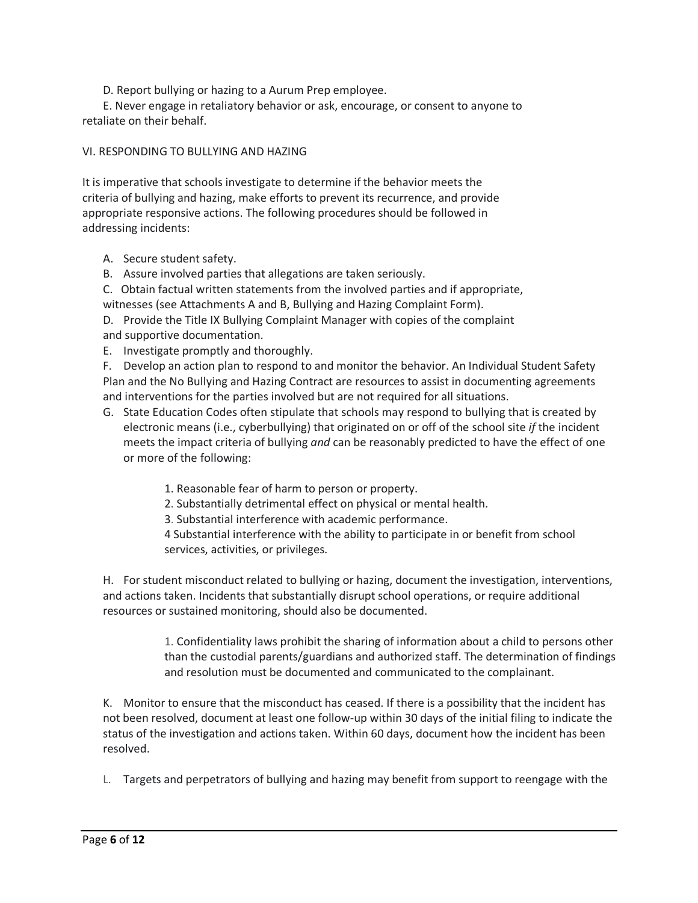D. Report bullying or hazing to a Aurum Prep employee.

E. Never engage in retaliatory behavior or ask, encourage, or consent to anyone to retaliate on their behalf.

VI. RESPONDING TO BULLYING AND HAZING

It is imperative that schools investigate to determine if the behavior meets the criteria of bullying and hazing, make efforts to prevent its recurrence, and provide appropriate responsive actions. The following procedures should be followed in addressing incidents:

A. Secure student safety.

B. Assure involved parties that allegations are taken seriously.

C. Obtain factual written statements from the involved parties and if appropriate, witnesses (see Attachments A and B, Bullying and Hazing Complaint Form).

D. Provide the Title IX Bullying Complaint Manager with copies of the complaint and supportive documentation.

E. Investigate promptly and thoroughly.

F. Develop an action plan to respond to and monitor the behavior. An Individual Student Safety Plan and the No Bullying and Hazing Contract are resources to assist in documenting agreements and interventions for the parties involved but are not required for all situations.

G. State Education Codes often stipulate that schools may respond to bullying that is created by electronic means (i.e., cyberbullying) that originated on or off of the school site *if* the incident meets the impact criteria of bullying *and* can be reasonably predicted to have the effect of one or more of the following:

1. Reasonable fear of harm to person or property.
2. Substantially detrimental effect on physical or mental health.
3. Substantial interference with academic performance.

4 Substantial interference with the ability to participate in or benefit from school services, activities, or privileges.

H. For student misconduct related to bullying or hazing, document the investigation, interventions, and actions taken. Incidents that substantially disrupt school operations, or require additional resources or sustained monitoring, should also be documented.

1. Confidentiality laws prohibit the sharing of information about a child to persons other than the custodial parents/guardians and authorized staff. The determination of findings and resolution must be documented and communicated to the complainant.

K. Monitor to ensure that the misconduct has ceased. If there is a possibility that the incident has not been resolved, document at least one follow-up within 30 days of the initial filing to indicate the status of the investigation and actions taken. Within 60 days, document how the incident has been resolved.

L. Targets and perpetrators of bullying and hazing may benefit from support to reengage with the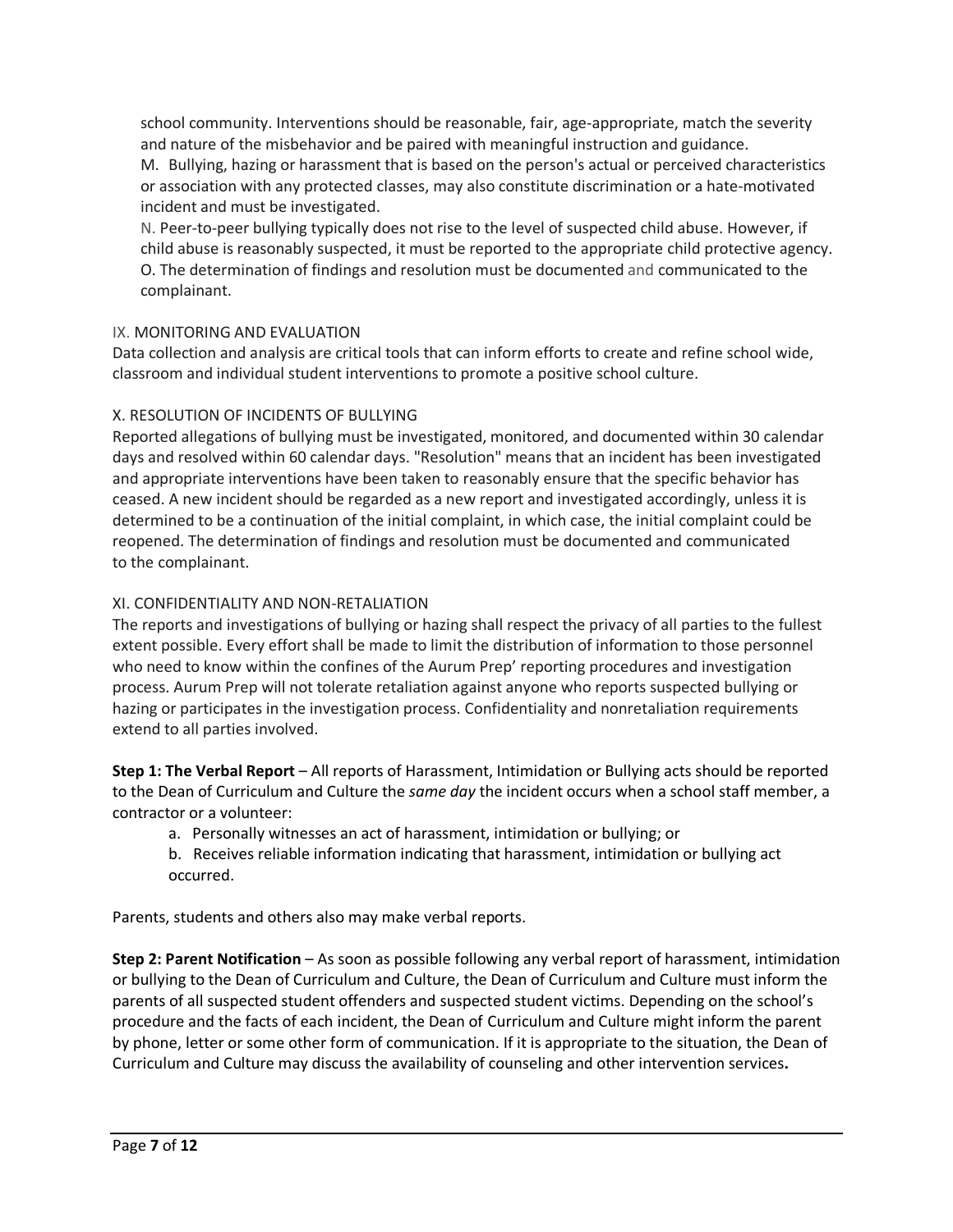school community. Interventions should be reasonable, fair, age-appropriate, match the severity and nature of the misbehavior and be paired with meaningful instruction and guidance.

M. Bullying, hazing or harassment that is based on the person's actual or perceived characteristics or association with any protected classes, may also constitute discrimination or a hate-motivated incident and must be investigated.

N. Peer-to-peer bullying typically does not rise to the level of suspected child abuse. However, if child abuse is reasonably suspected, it must be reported to the appropriate child protective agency.

O. The determination of findings and resolution must be documented and communicated to the complainant.

## IX. MONITORING AND EVALUATION

Data collection and analysis are critical tools that can inform efforts to create and refine school wide, classroom and individual student interventions to promote a positive school culture.

## X. RESOLUTION OF INCIDENTS OF BULLYING

Reported allegations of bullying must be investigated, monitored, and documented within 30 calendar days and resolved within 60 calendar days. "Resolution" means that an incident has been investigated and appropriate interventions have been taken to reasonably ensure that the specific behavior has ceased. A new incident should be regarded as a new report and investigated accordingly, unless it is determined to be a continuation of the initial complaint, in which case, the initial complaint could be reopened. The determination of findings and resolution must be documented and communicated to the complainant.

## XI. CONFIDENTIALITY AND NON-RETALIATION

The reports and investigations of bullying or hazing shall respect the privacy of all parties to the fullest extent possible. Every effort shall be made to limit the distribution of information to those personnel who need to know within the confines of the Aurum Prep' reporting procedures and investigation process. Aurum Prep will not tolerate retaliation against anyone who reports suspected bullying or hazing or participates in the investigation process. Confidentiality and nonretaliation requirements extend to all parties involved.

**Step 1: The Verbal Report** – All reports of Harassment, Intimidation or Bullying acts should be reported to the Dean of Curriculum and Culture the *same day* the incident occurs when a school staff member, a contractor or a volunteer:

a. Personally witnesses an act of harassment, intimidation or bullying; or

b. Receives reliable information indicating that harassment, intimidation or bullying act occurred.

Parents, students and others also may make verbal reports.

**Step 2: Parent Notification** – As soon as possible following any verbal report of harassment, intimidation or bullying to the Dean of Curriculum and Culture, the Dean of Curriculum and Culture must inform the parents of all suspected student offenders and suspected student victims. Depending on the school's procedure and the facts of each incident, the Dean of Curriculum and Culture might inform the parent by phone, letter or some other form of communication. If it is appropriate to the situation, the Dean of Curriculum and Culture may discuss the availability of counseling and other intervention services**.**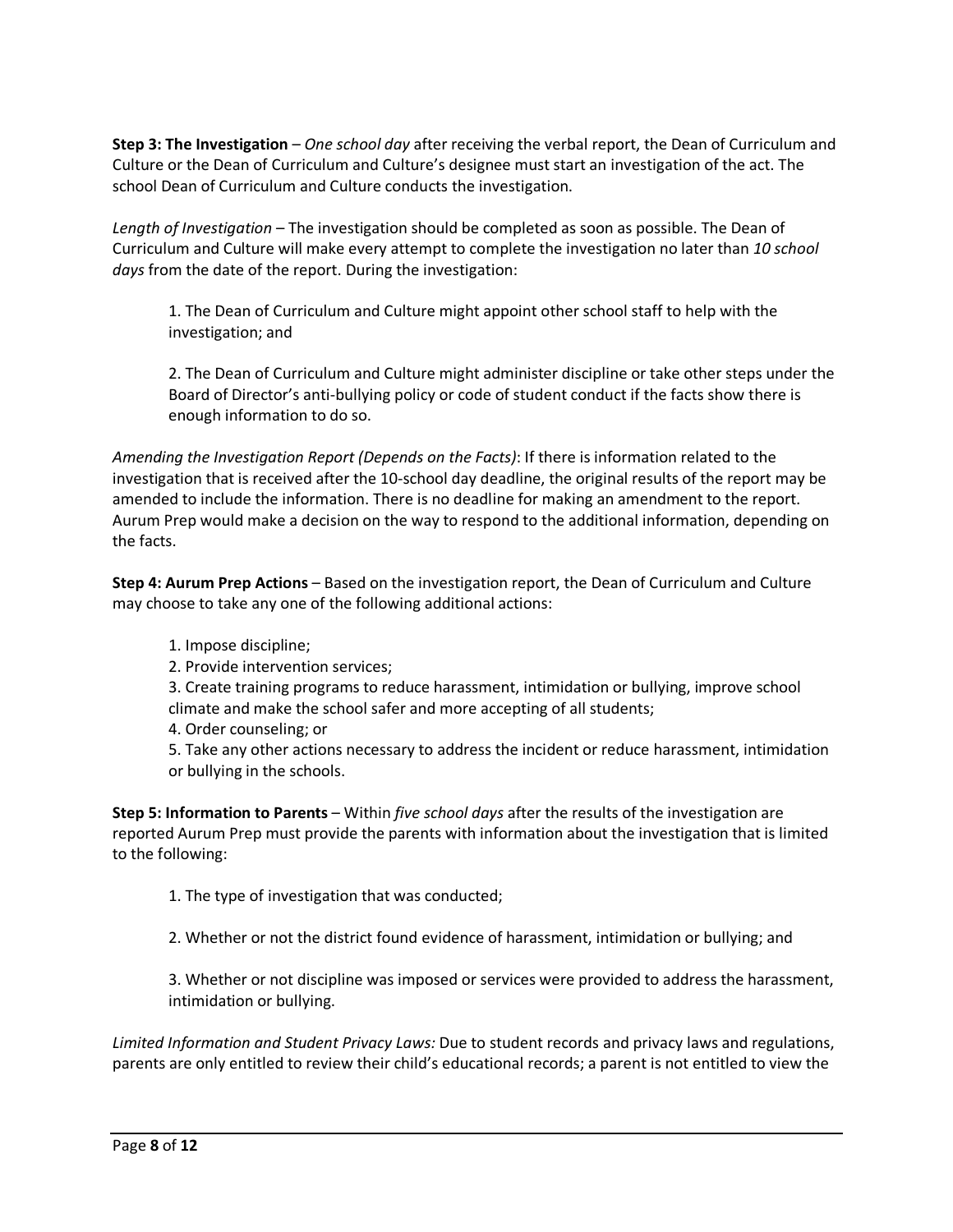**Step 3: The Investigation** – *One school day* after receiving the verbal report, the Dean of Curriculum and Culture or the Dean of Curriculum and Culture's designee must start an investigation of the act. The school Dean of Curriculum and Culture conducts the investigation.

*Length of Investigation* – The investigation should be completed as soon as possible. The Dean of Curriculum and Culture will make every attempt to complete the investigation no later than *10 school days* from the date of the report. During the investigation:

1. The Dean of Curriculum and Culture might appoint other school staff to help with the investigation; and

2. The Dean of Curriculum and Culture might administer discipline or take other steps under the Board of Director's anti-bullying policy or code of student conduct if the facts show there is enough information to do so.

*Amending the Investigation Report (Depends on the Facts)*: If there is information related to the investigation that is received after the 10-school day deadline, the original results of the report may be amended to include the information. There is no deadline for making an amendment to the report. Aurum Prep would make a decision on the way to respond to the additional information, depending on the facts.

**Step 4: Aurum Prep Actions** – Based on the investigation report, the Dean of Curriculum and Culture may choose to take any one of the following additional actions:

1. Impose discipline;
2. Provide intervention services;
3. Create training programs to reduce harassment, intimidation or bullying, improve school climate and make the school safer and more accepting of all students;
4. Order counseling; or
5. Take any other actions necessary to address the incident or reduce harassment, intimidation or bullying in the schools.

**Step 5: Information to Parents** – Within *five school days* after the results of the investigation are reported Aurum Prep must provide the parents with information about the investigation that is limited to the following:

1. The type of investigation that was conducted;

2. Whether or not the district found evidence of harassment, intimidation or bullying; and

3. Whether or not discipline was imposed or services were provided to address the harassment, intimidation or bullying.

*Limited Information and Student Privacy Laws:* Due to student records and privacy laws and regulations, parents are only entitled to review their child's educational records; a parent is not entitled to view the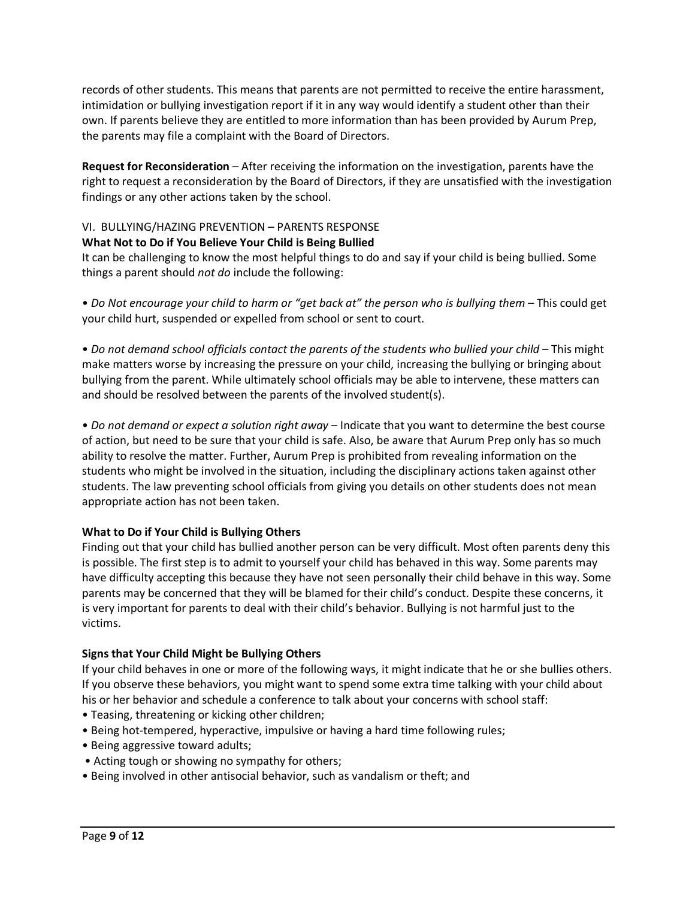records of other students. This means that parents are not permitted to receive the entire harassment, intimidation or bullying investigation report if it in any way would identify a student other than their own. If parents believe they are entitled to more information than has been provided by Aurum Prep, the parents may file a complaint with the Board of Directors.

**Request for Reconsideration** – After receiving the information on the investigation, parents have the right to request a reconsideration by the Board of Directors, if they are unsatisfied with the investigation findings or any other actions taken by the school.

## VI. BULLYING/HAZING PREVENTION – PARENTS RESPONSE

### What Not to Do if You Believe Your Child is Being Bullied

It can be challenging to know the most helpful things to do and say if your child is being bullied. Some things a parent should *not do* include the following:

• *Do Not encourage your child to harm or "get back at" the person who is bullying them* – This could get your child hurt, suspended or expelled from school or sent to court.

• *Do not demand school officials contact the parents of the students who bullied your child* – This might make matters worse by increasing the pressure on your child, increasing the bullying or bringing about bullying from the parent. While ultimately school officials may be able to intervene, these matters can and should be resolved between the parents of the involved student(s).

• *Do not demand or expect a solution right away* – Indicate that you want to determine the best course of action, but need to be sure that your child is safe. Also, be aware that Aurum Prep only has so much ability to resolve the matter. Further, Aurum Prep is prohibited from revealing information on the students who might be involved in the situation, including the disciplinary actions taken against other students. The law preventing school officials from giving you details on other students does not mean appropriate action has not been taken.

### What to Do if Your Child is Bullying Others

Finding out that your child has bullied another person can be very difficult. Most often parents deny this is possible. The first step is to admit to yourself your child has behaved in this way. Some parents may have difficulty accepting this because they have not seen personally their child behave in this way. Some parents may be concerned that they will be blamed for their child's conduct. Despite these concerns, it is very important for parents to deal with their child's behavior. Bullying is not harmful just to the victims.

### Signs that Your Child Might be Bullying Others

If your child behaves in one or more of the following ways, it might indicate that he or she bullies others. If you observe these behaviors, you might want to spend some extra time talking with your child about his or her behavior and schedule a conference to talk about your concerns with school staff:

- Teasing, threatening or kicking other children;
- Being hot-tempered, hyperactive, impulsive or having a hard time following rules;
- Being aggressive toward adults;
- Acting tough or showing no sympathy for others;
- Being involved in other antisocial behavior, such as vandalism or theft; and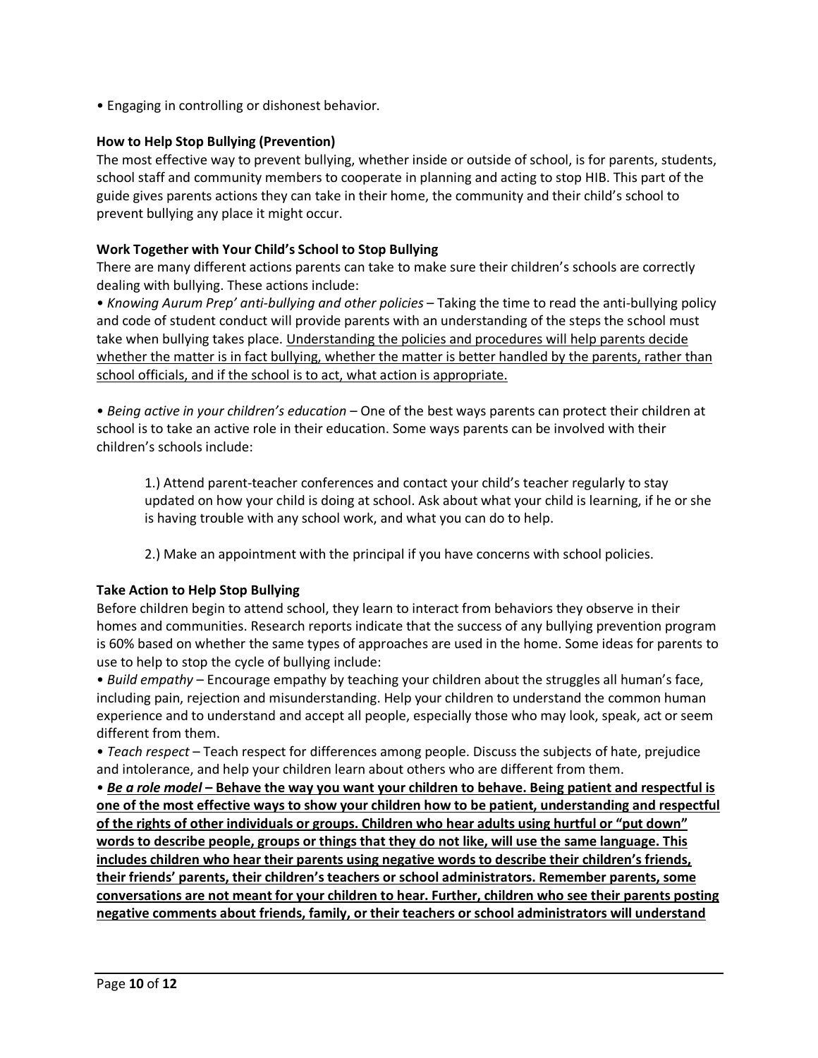• Engaging in controlling or dishonest behavior.

**How to Help Stop Bullying (Prevention)**

The most effective way to prevent bullying, whether inside or outside of school, is for parents, students, school staff and community members to cooperate in planning and acting to stop HIB. This part of the guide gives parents actions they can take in their home, the community and their child's school to prevent bullying any place it might occur.

**Work Together with Your Child's School to Stop Bullying**

There are many different actions parents can take to make sure their children's schools are correctly dealing with bullying. These actions include:

• *Knowing Aurum Prep' anti-bullying and other policies* – Taking the time to read the anti-bullying policy and code of student conduct will provide parents with an understanding of the steps the school must take when bullying takes place. <u>Understanding the policies and procedures will help parents decide whether the matter is in fact bullying, whether the matter is better handled by the parents, rather than school officials, and if the school is to act, what action is appropriate.</u>

• *Being active in your children's education* – One of the best ways parents can protect their children at school is to take an active role in their education. Some ways parents can be involved with their children's schools include:

> 1.) Attend parent-teacher conferences and contact your child's teacher regularly to stay updated on how your child is doing at school. Ask about what your child is learning, if he or she is having trouble with any school work, and what you can do to help.
>
> 2.) Make an appointment with the principal if you have concerns with school policies.

**Take Action to Help Stop Bullying**

Before children begin to attend school, they learn to interact from behaviors they observe in their homes and communities. Research reports indicate that the success of any bullying prevention program is 60% based on whether the same types of approaches are used in the home. Some ideas for parents to use to help to stop the cycle of bullying include:

• *Build empathy* – Encourage empathy by teaching your children about the struggles all human's face, including pain, rejection and misunderstanding. Help your children to understand the common human experience and to understand and accept all people, especially those who may look, speak, act or seem different from them.

• *Teach respect* – Teach respect for differences among people. Discuss the subjects of hate, prejudice and intolerance, and help your children learn about others who are different from them.

• <u>***Be a role model*** **– Behave the way you want your children to behave. Being patient and respectful is one of the most effective ways to show your children how to be patient, understanding and respectful of the rights of other individuals or groups. Children who hear adults using hurtful or "put down" words to describe people, groups or things that they do not like, will use the same language. This includes children who hear their parents using negative words to describe their children's friends, their friends' parents, their children's teachers or school administrators. Remember parents, some conversations are not meant for your children to hear. Further, children who see their parents posting negative comments about friends, family, or their teachers or school administrators will understand**</u>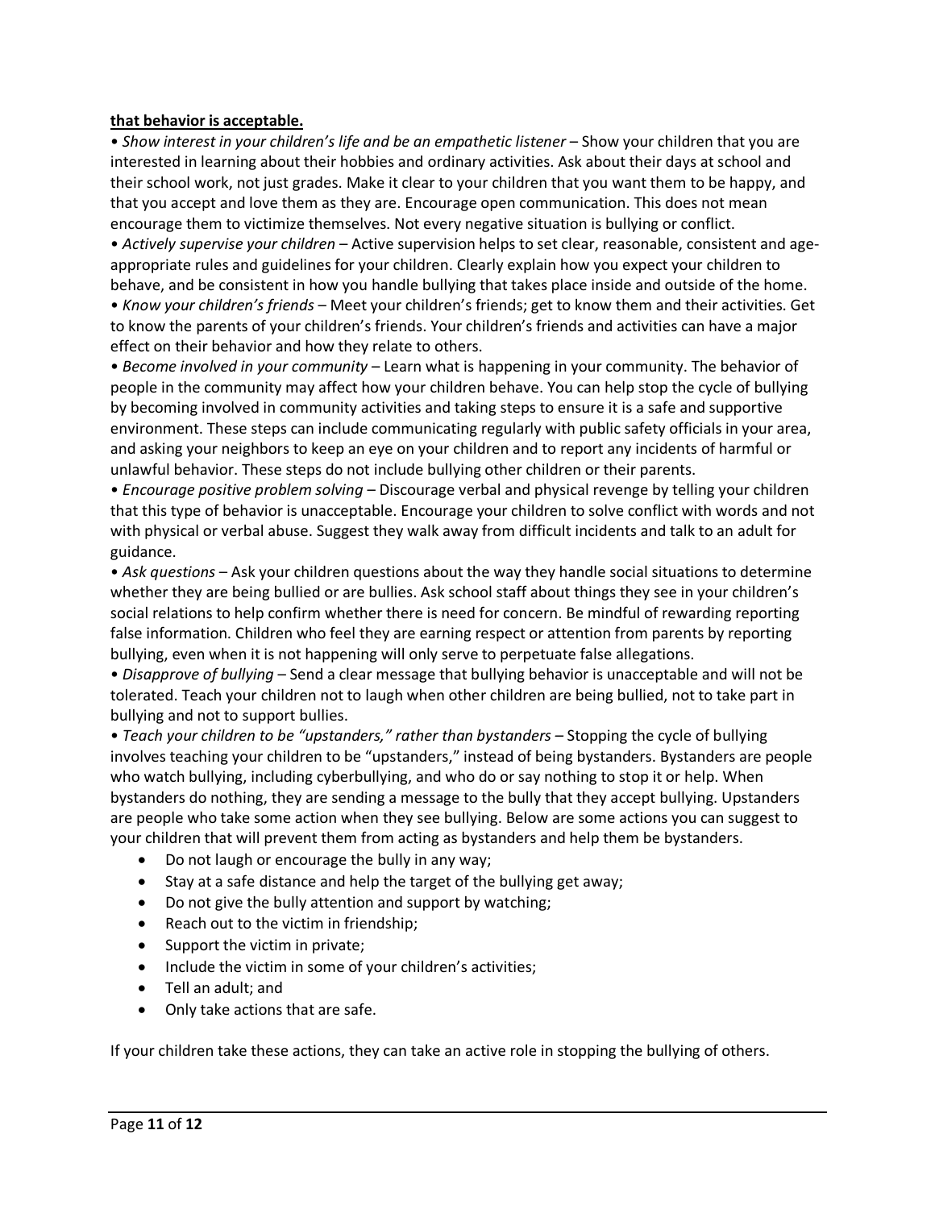**that behavior is acceptable.**

• *Show interest in your children's life and be an empathetic listener* – Show your children that you are interested in learning about their hobbies and ordinary activities. Ask about their days at school and their school work, not just grades. Make it clear to your children that you want them to be happy, and that you accept and love them as they are. Encourage open communication. This does not mean encourage them to victimize themselves. Not every negative situation is bullying or conflict.

• *Actively supervise your children* – Active supervision helps to set clear, reasonable, consistent and age-appropriate rules and guidelines for your children. Clearly explain how you expect your children to behave, and be consistent in how you handle bullying that takes place inside and outside of the home.

• *Know your children's friends* – Meet your children's friends; get to know them and their activities. Get to know the parents of your children's friends. Your children's friends and activities can have a major effect on their behavior and how they relate to others.

• *Become involved in your community* – Learn what is happening in your community. The behavior of people in the community may affect how your children behave. You can help stop the cycle of bullying by becoming involved in community activities and taking steps to ensure it is a safe and supportive environment. These steps can include communicating regularly with public safety officials in your area, and asking your neighbors to keep an eye on your children and to report any incidents of harmful or unlawful behavior. These steps do not include bullying other children or their parents.

• *Encourage positive problem solving* – Discourage verbal and physical revenge by telling your children that this type of behavior is unacceptable. Encourage your children to solve conflict with words and not with physical or verbal abuse. Suggest they walk away from difficult incidents and talk to an adult for guidance.

• *Ask questions* – Ask your children questions about the way they handle social situations to determine whether they are being bullied or are bullies. Ask school staff about things they see in your children's social relations to help confirm whether there is need for concern. Be mindful of rewarding reporting false information. Children who feel they are earning respect or attention from parents by reporting bullying, even when it is not happening will only serve to perpetuate false allegations.

• *Disapprove of bullying* – Send a clear message that bullying behavior is unacceptable and will not be tolerated. Teach your children not to laugh when other children are being bullied, not to take part in bullying and not to support bullies.

• *Teach your children to be "upstanders," rather than bystanders* – Stopping the cycle of bullying involves teaching your children to be "upstanders," instead of being bystanders. Bystanders are people who watch bullying, including cyberbullying, and who do or say nothing to stop it or help. When bystanders do nothing, they are sending a message to the bully that they accept bullying. Upstanders are people who take some action when they see bullying. Below are some actions you can suggest to your children that will prevent them from acting as bystanders and help them be bystanders.

- Do not laugh or encourage the bully in any way;
- Stay at a safe distance and help the target of the bullying get away;
- Do not give the bully attention and support by watching;
- Reach out to the victim in friendship;
- Support the victim in private;
- Include the victim in some of your children's activities;
- Tell an adult; and
- Only take actions that are safe.

If your children take these actions, they can take an active role in stopping the bullying of others.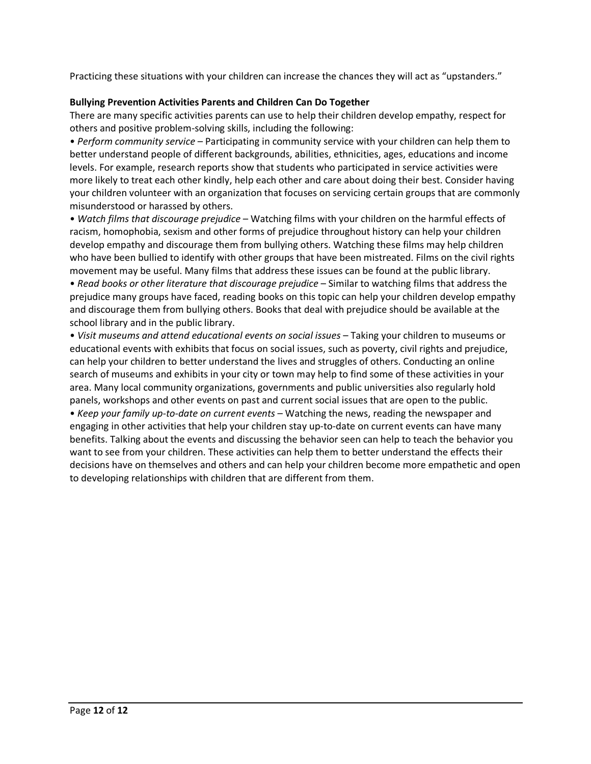Practicing these situations with your children can increase the chances they will act as "upstanders."

**Bullying Prevention Activities Parents and Children Can Do Together**

There are many specific activities parents can use to help their children develop empathy, respect for others and positive problem-solving skills, including the following:

• *Perform community service* – Participating in community service with your children can help them to better understand people of different backgrounds, abilities, ethnicities, ages, educations and income levels. For example, research reports show that students who participated in service activities were more likely to treat each other kindly, help each other and care about doing their best. Consider having your children volunteer with an organization that focuses on servicing certain groups that are commonly misunderstood or harassed by others.

• *Watch films that discourage prejudice* – Watching films with your children on the harmful effects of racism, homophobia, sexism and other forms of prejudice throughout history can help your children develop empathy and discourage them from bullying others. Watching these films may help children who have been bullied to identify with other groups that have been mistreated. Films on the civil rights movement may be useful. Many films that address these issues can be found at the public library.

• *Read books or other literature that discourage prejudice* – Similar to watching films that address the prejudice many groups have faced, reading books on this topic can help your children develop empathy and discourage them from bullying others. Books that deal with prejudice should be available at the school library and in the public library.

• *Visit museums and attend educational events on social issues* – Taking your children to museums or educational events with exhibits that focus on social issues, such as poverty, civil rights and prejudice, can help your children to better understand the lives and struggles of others. Conducting an online search of museums and exhibits in your city or town may help to find some of these activities in your area. Many local community organizations, governments and public universities also regularly hold panels, workshops and other events on past and current social issues that are open to the public.

• *Keep your family up-to-date on current events* – Watching the news, reading the newspaper and engaging in other activities that help your children stay up-to-date on current events can have many benefits. Talking about the events and discussing the behavior seen can help to teach the behavior you want to see from your children. These activities can help them to better understand the effects their decisions have on themselves and others and can help your children become more empathetic and open to developing relationships with children that are different from them.